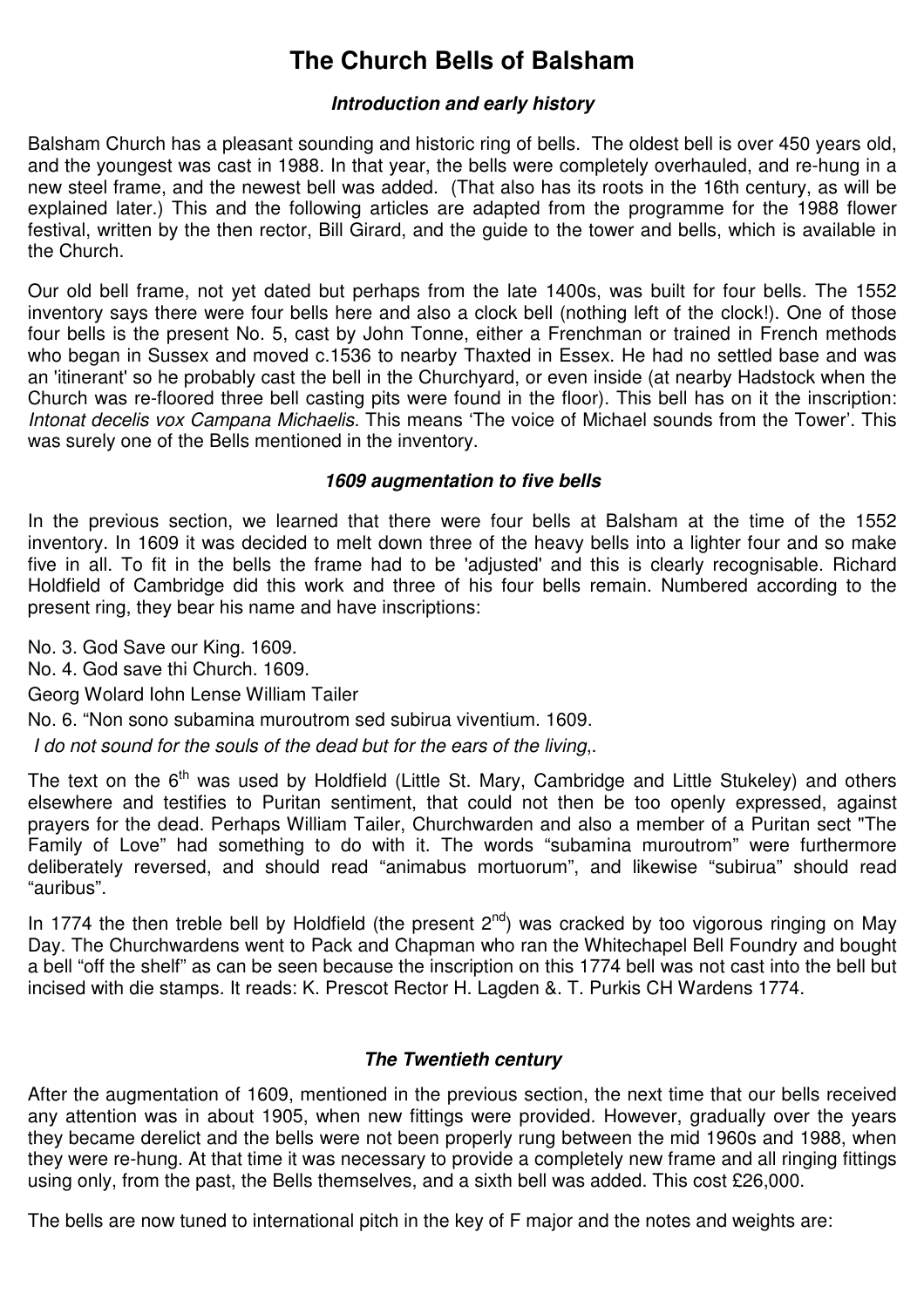# The Church Bells of Balsham

### *Introduction and early history*

Balsham Church has a pleasant sounding and historic ring of bells. The oldest bell is over 450 years old, and the youngest was cast in 1988. In that year, the bells were completely overhauled, and re-hung in a new steel frame, and the newest bell was added. (That also has its roots in the 16th century, as will be explained later.) This and the following articles are adapted from the programme for the 1988 flower festival, written by the then rector, Bill Girard, and the guide to the tower and bells, which is available in the Church.

Our old bell frame, not yet dated but perhaps from the late 1400s, was built for four bells. The 1552 inventory says there were four bells here and also a clock bell (nothing left of the clock!). One of those four bells is the present No. 5, cast by John Tonne, either a Frenchman or trained in French methods who began in Sussex and moved c.1536 to nearby Thaxted in Essex. He had no settled base and was an 'itinerant' so he probably cast the bell in the Churchyard, or even inside (at nearby Hadstock when the Church was re-floored three bell casting pits were found in the floor). This bell has on it the inscription: *Intonat decelis vox Campana Michaelis.* This means 'The voice of Michael sounds from the Tower'. This was surely one of the Bells mentioned in the inventory.

### *1609 augmentation to five bells*

In the previous section, we learned that there were four bells at Balsham at the time of the 1552 inventory. In 1609 it was decided to melt down three of the heavy bells into a lighter four and so make five in all. To fit in the bells the frame had to be 'adjusted' and this is clearly recognisable. Richard Holdfield of Cambridge did this work and three of his four bells remain. Numbered according to the present ring, they bear his name and have inscriptions:

No. 3. God Save our King. 1609.

No. 4. God save thi Church. 1609.

Georg Wolard Iohn Lense William Tailer

No. 6. "Non sono subamina muroutrom sed subirua viventium. 1609.

*I do not sound for the souls of the dead but for the ears of the living,.*

The text on the 6th was used by Holdfield (Little St. Mary, Cambridge and Little Stukeley) and others elsewhere and testifies to Puritan sentiment, that could not then be too openly expressed, against prayers for the dead. Perhaps William Tailer, Churchwarden and also a member of a Puritan sect "The Family of Love" had something to do with it. The words "subamina muroutrom" were furthermore deliberately reversed, and should read "animabus mortuorum", and likewise "subirua" should read "auribus".

In 1774 the then treble bell by Holdfield (the present 2nd) was cracked by too vigorous ringing on May Day. The Churchwardens went to Pack and Chapman who ran the Whitechapel Bell Foundry and bought a bell "off the shelf" as can be seen because the inscription on this 1774 bell was not cast into the bell but incised with die stamps. It reads: K. Prescot Rector H. Lagden &. T. Purkis CH Wardens 1774.

### *The Twentieth century*

After the augmentation of 1609, mentioned in the previous section, the next time that our bells received any attention was in about 1905, when new fittings were provided. However, gradually over the years they became derelict and the bells were not been properly rung between the mid 1960s and 1988, when they were re-hung. At that time it was necessary to provide a completely new frame and all ringing fittings using only, from the past, the Bells themselves, and a sixth bell was added. This cost £26,000.

The bells are now tuned to international pitch in the key of F major and the notes and weights are: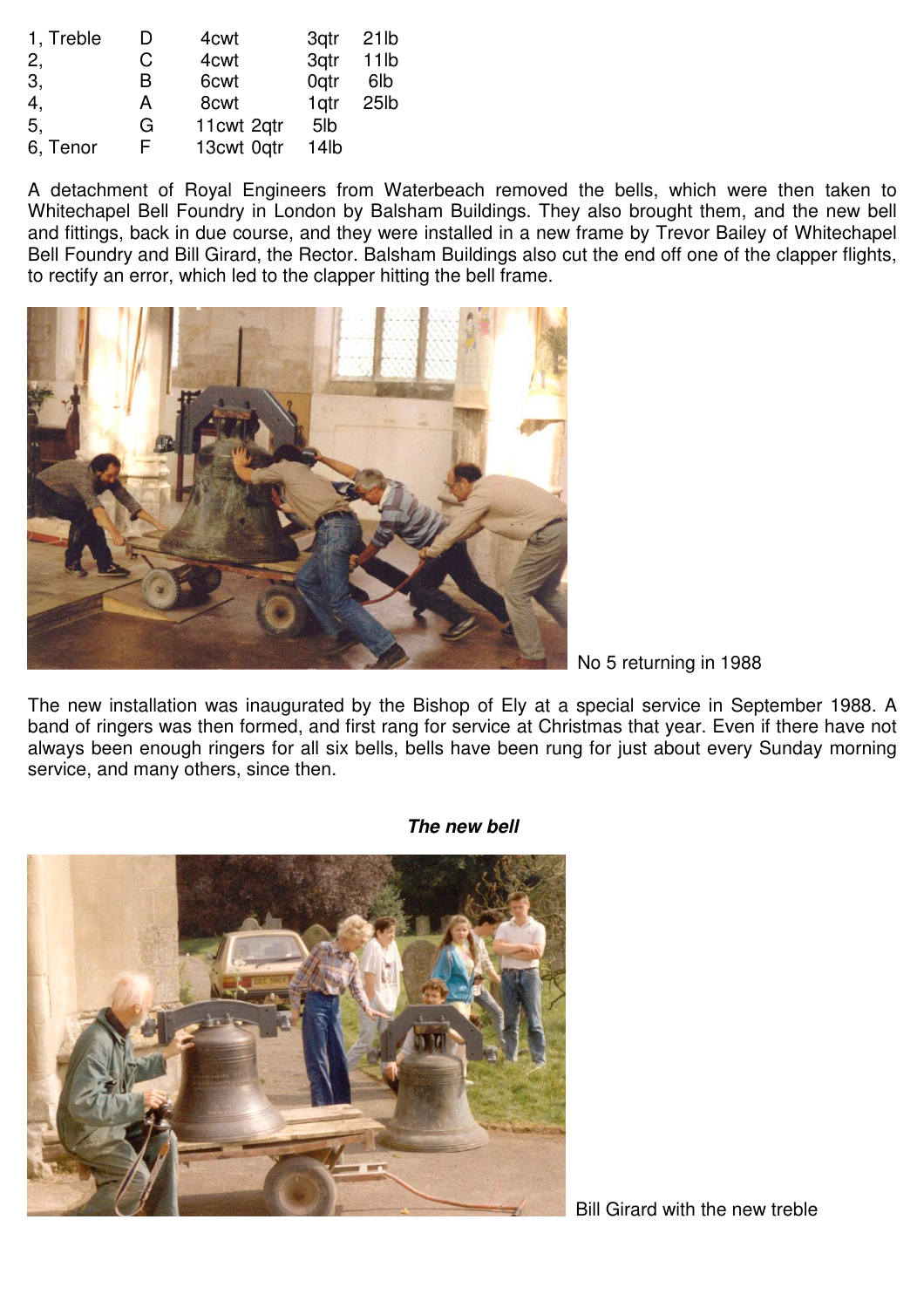| | | | | |
|---|---|---|---|---|
| 1, Treble | D | 4cwt | 3qtr | 21lb |
| 2, | C | 4cwt | 3qtr | 11lb |
| 3, | B | 6cwt | 0qtr | 6lb |
| 4, | A | 8cwt | 1qtr | 25lb |
| 5, | G | 11cwt | 2qtr | 5lb |
| 6, Tenor | F | 13cwt | 0qtr | 14lb |

A detachment of Royal Engineers from Waterbeach removed the bells, which were then taken to Whitechapel Bell Foundry in London by Balsham Buildings. They also brought them, and the new bell and fittings, back in due course, and they were installed in a new frame by Trevor Bailey of Whitechapel Bell Foundry and Bill Girard, the Rector. Balsham Buildings also cut the end off one of the clapper flights, to rectify an error, which led to the clapper hitting the bell frame.

No 5 returning in 1988

The new installation was inaugurated by the Bishop of Ely at a special service in September 1988. A band of ringers was then formed, and first rang for service at Christmas that year. Even if there have not always been enough ringers for all six bells, bells have been rung for just about every Sunday morning service, and many others, since then.

***The new bell***

Bill Girard with the new treble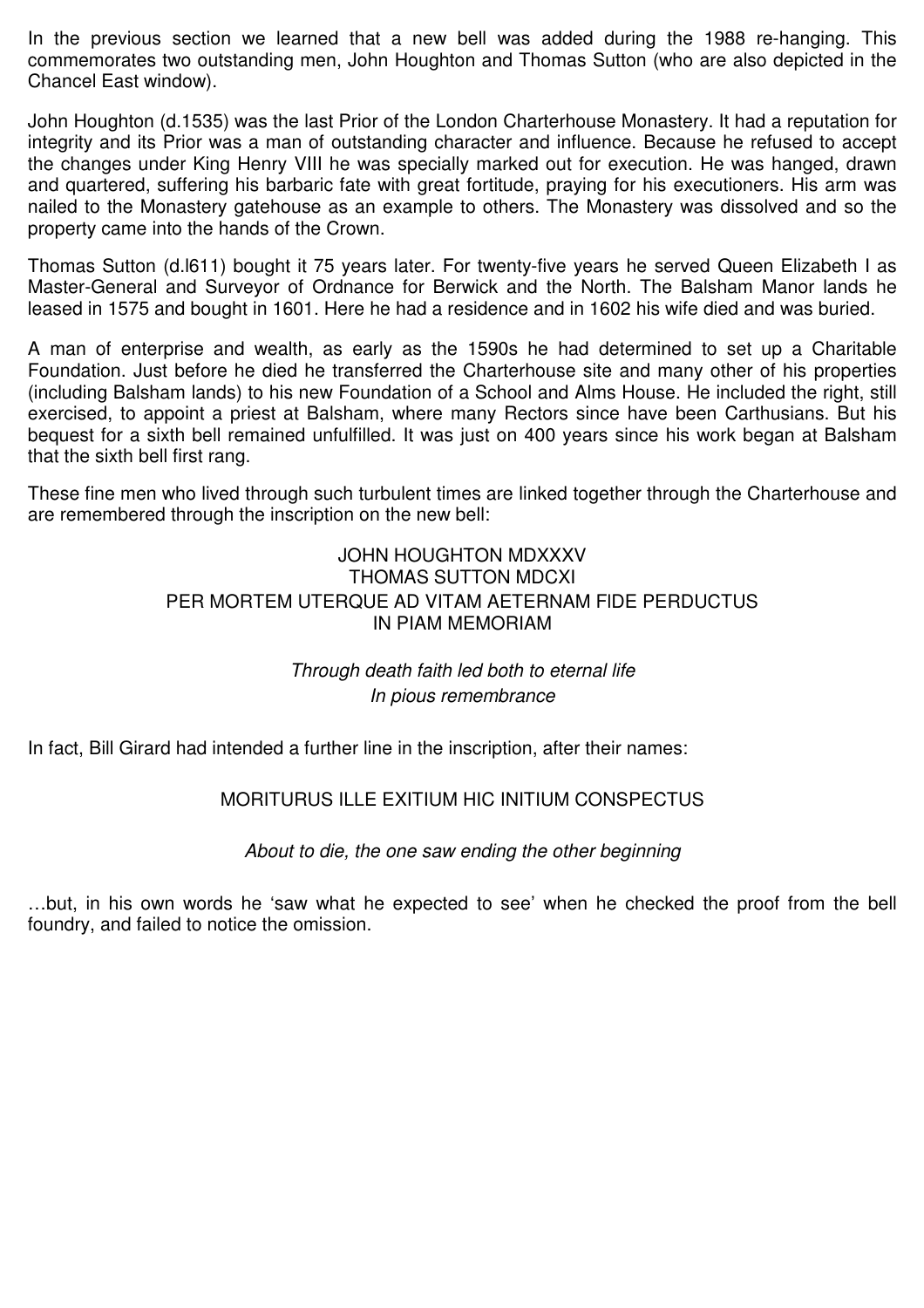In the previous section we learned that a new bell was added during the 1988 re-hanging. This commemorates two outstanding men, John Houghton and Thomas Sutton (who are also depicted in the Chancel East window).

John Houghton (d.1535) was the last Prior of the London Charterhouse Monastery. It had a reputation for integrity and its Prior was a man of outstanding character and influence. Because he refused to accept the changes under King Henry VIII he was specially marked out for execution. He was hanged, drawn and quartered, suffering his barbaric fate with great fortitude, praying for his executioners. His arm was nailed to the Monastery gatehouse as an example to others. The Monastery was dissolved and so the property came into the hands of the Crown.

Thomas Sutton (d.l611) bought it 75 years later. For twenty-five years he served Queen Elizabeth I as Master-General and Surveyor of Ordnance for Berwick and the North. The Balsham Manor lands he leased in 1575 and bought in 1601. Here he had a residence and in 1602 his wife died and was buried.

A man of enterprise and wealth, as early as the 1590s he had determined to set up a Charitable Foundation. Just before he died he transferred the Charterhouse site and many other of his properties (including Balsham lands) to his new Foundation of a School and Alms House. He included the right, still exercised, to appoint a priest at Balsham, where many Rectors since have been Carthusians. But his bequest for a sixth bell remained unfulfilled. It was just on 400 years since his work began at Balsham that the sixth bell first rang.

These fine men who lived through such turbulent times are linked together through the Charterhouse and are remembered through the inscription on the new bell:

JOHN HOUGHTON MDXXXV
THOMAS SUTTON MDCXI
PER MORTEM UTERQUE AD VITAM AETERNAM FIDE PERDUCTUS
IN PIAM MEMORIAM

*Through death faith led both to eternal life*
*In pious remembrance*

In fact, Bill Girard had intended a further line in the inscription, after their names:

MORITURUS ILLE EXITIUM HIC INITIUM CONSPECTUS

*About to die, the one saw ending the other beginning*

…but, in his own words he 'saw what he expected to see' when he checked the proof from the bell foundry, and failed to notice the omission.